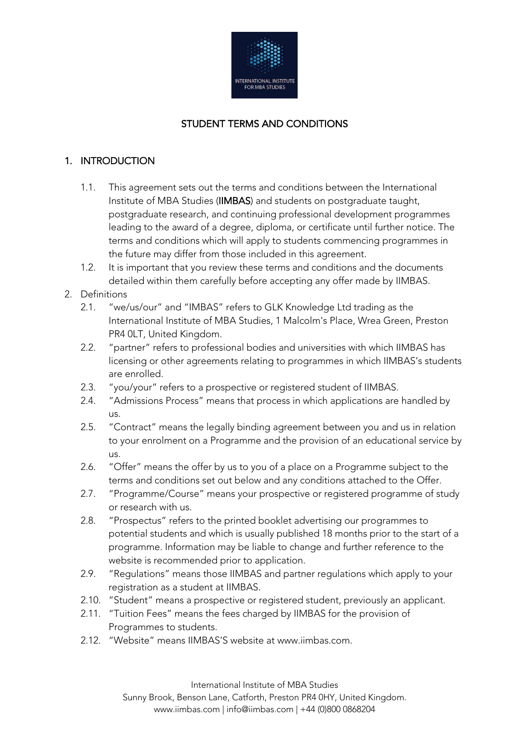# STUDENT TERMS AND CONDITIONS

## 1. INTRODUCTION

1.1. This agreement sets out the terms and conditions between the International Institute of MBA Studies (**IIMBAS**) and students on postgraduate taught, postgraduate research, and continuing professional development programmes leading to the award of a degree, diploma, or certificate until further notice. The terms and conditions which will apply to students commencing programmes in the future may differ from those included in this agreement.

1.2. It is important that you review these terms and conditions and the documents detailed within them carefully before accepting any offer made by IIMBAS.

## 2. Definitions

2.1. "we/us/our" and "IMBAS" refers to GLK Knowledge Ltd trading as the International Institute of MBA Studies, 1 Malcolm's Place, Wrea Green, Preston PR4 0LT, United Kingdom.

2.2. "partner" refers to professional bodies and universities with which IIMBAS has licensing or other agreements relating to programmes in which IIMBAS's students are enrolled.

2.3. "you/your" refers to a prospective or registered student of IIMBAS.

2.4. "Admissions Process" means that process in which applications are handled by us.

2.5. "Contract" means the legally binding agreement between you and us in relation to your enrolment on a Programme and the provision of an educational service by us.

2.6. "Offer" means the offer by us to you of a place on a Programme subject to the terms and conditions set out below and any conditions attached to the Offer.

2.7. "Programme/Course" means your prospective or registered programme of study or research with us.

2.8. "Prospectus" refers to the printed booklet advertising our programmes to potential students and which is usually published 18 months prior to the start of a programme. Information may be liable to change and further reference to the website is recommended prior to application.

2.9. "Regulations" means those IIMBAS and partner regulations which apply to your registration as a student at IIMBAS.

2.10. "Student" means a prospective or registered student, previously an applicant.

2.11. "Tuition Fees" means the fees charged by IIMBAS for the provision of Programmes to students.

2.12. "Website" means IIMBAS'S website at www.iimbas.com.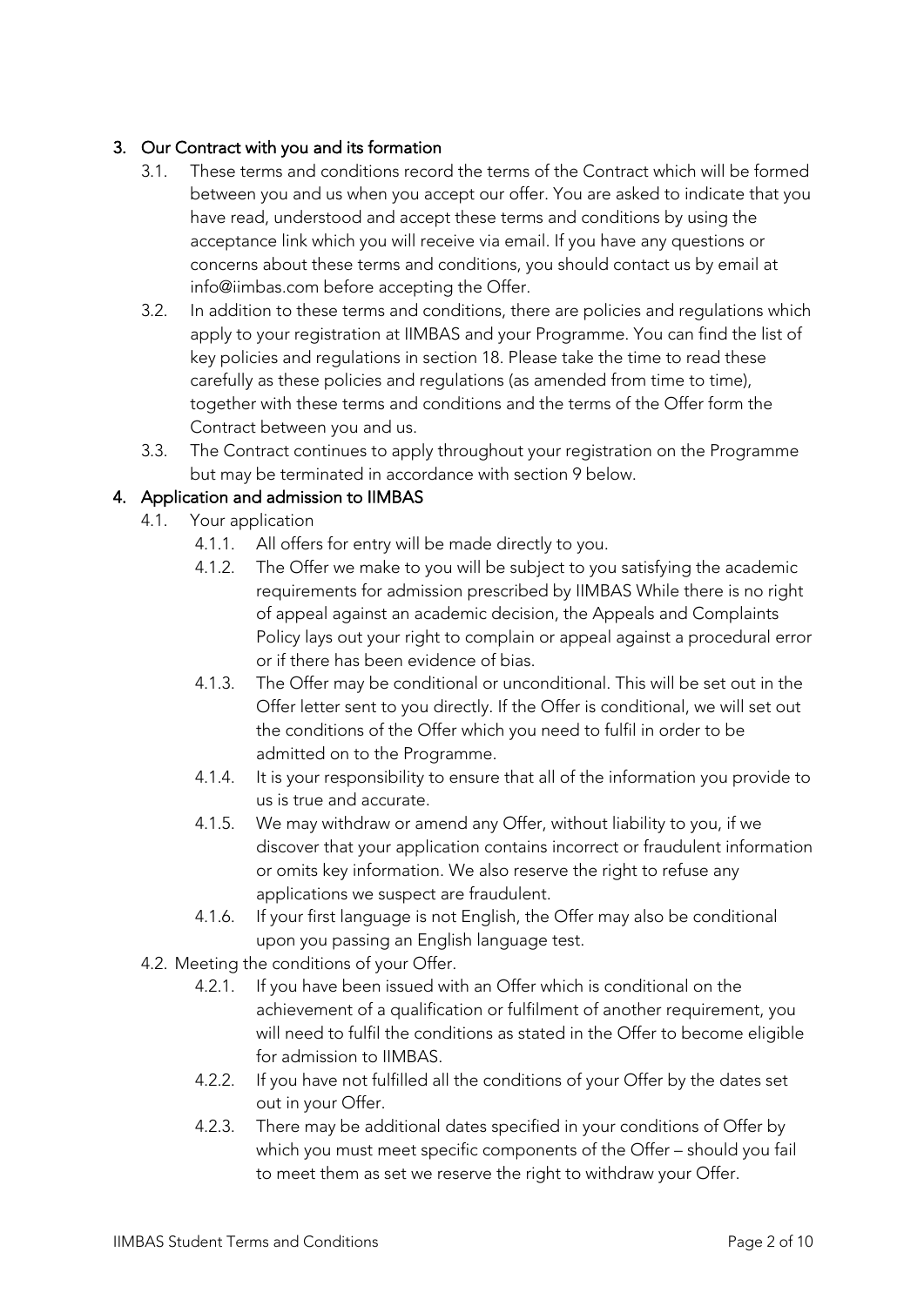## 3. Our Contract with you and its formation

3.1. These terms and conditions record the terms of the Contract which will be formed between you and us when you accept our offer. You are asked to indicate that you have read, understood and accept these terms and conditions by using the acceptance link which you will receive via email. If you have any questions or concerns about these terms and conditions, you should contact us by email at info@iimbas.com before accepting the Offer.

3.2. In addition to these terms and conditions, there are policies and regulations which apply to your registration at IIMBAS and your Programme. You can find the list of key policies and regulations in section 18. Please take the time to read these carefully as these policies and regulations (as amended from time to time), together with these terms and conditions and the terms of the Offer form the Contract between you and us.

3.3. The Contract continues to apply throughout your registration on the Programme but may be terminated in accordance with section 9 below.

## 4. Application and admission to IIMBAS

4.1. Your application

4.1.1. All offers for entry will be made directly to you.

4.1.2. The Offer we make to you will be subject to you satisfying the academic requirements for admission prescribed by IIMBAS While there is no right of appeal against an academic decision, the Appeals and Complaints Policy lays out your right to complain or appeal against a procedural error or if there has been evidence of bias.

4.1.3. The Offer may be conditional or unconditional. This will be set out in the Offer letter sent to you directly. If the Offer is conditional, we will set out the conditions of the Offer which you need to fulfil in order to be admitted on to the Programme.

4.1.4. It is your responsibility to ensure that all of the information you provide to us is true and accurate.

4.1.5. We may withdraw or amend any Offer, without liability to you, if we discover that your application contains incorrect or fraudulent information or omits key information. We also reserve the right to refuse any applications we suspect are fraudulent.

4.1.6. If your first language is not English, the Offer may also be conditional upon you passing an English language test.

4.2. Meeting the conditions of your Offer.

4.2.1. If you have been issued with an Offer which is conditional on the achievement of a qualification or fulfilment of another requirement, you will need to fulfil the conditions as stated in the Offer to become eligible for admission to IIMBAS.

4.2.2. If you have not fulfilled all the conditions of your Offer by the dates set out in your Offer.

4.2.3. There may be additional dates specified in your conditions of Offer by which you must meet specific components of the Offer – should you fail to meet them as set we reserve the right to withdraw your Offer.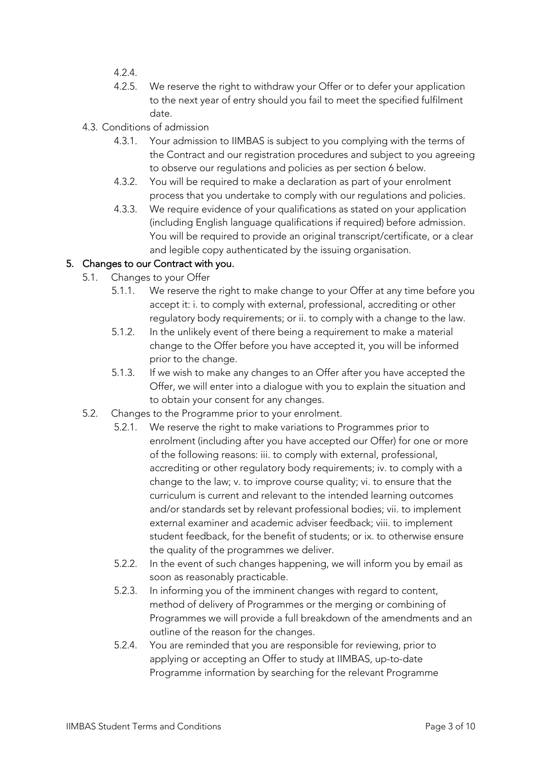4.2.4.

4.2.5. We reserve the right to withdraw your Offer or to defer your application to the next year of entry should you fail to meet the specified fulfilment date.

4.3. Conditions of admission

4.3.1. Your admission to IIMBAS is subject to you complying with the terms of the Contract and our registration procedures and subject to you agreeing to observe our regulations and policies as per section 6 below.

4.3.2. You will be required to make a declaration as part of your enrolment process that you undertake to comply with our regulations and policies.

4.3.3. We require evidence of your qualifications as stated on your application (including English language qualifications if required) before admission. You will be required to provide an original transcript/certificate, or a clear and legible copy authenticated by the issuing organisation.

## 5. Changes to our Contract with you.

5.1. Changes to your Offer

5.1.1. We reserve the right to make change to your Offer at any time before you accept it: i. to comply with external, professional, accrediting or other regulatory body requirements; or ii. to comply with a change to the law.

5.1.2. In the unlikely event of there being a requirement to make a material change to the Offer before you have accepted it, you will be informed prior to the change.

5.1.3. If we wish to make any changes to an Offer after you have accepted the Offer, we will enter into a dialogue with you to explain the situation and to obtain your consent for any changes.

5.2. Changes to the Programme prior to your enrolment.

5.2.1. We reserve the right to make variations to Programmes prior to enrolment (including after you have accepted our Offer) for one or more of the following reasons: iii. to comply with external, professional, accrediting or other regulatory body requirements; iv. to comply with a change to the law; v. to improve course quality; vi. to ensure that the curriculum is current and relevant to the intended learning outcomes and/or standards set by relevant professional bodies; vii. to implement external examiner and academic adviser feedback; viii. to implement student feedback, for the benefit of students; or ix. to otherwise ensure the quality of the programmes we deliver.

5.2.2. In the event of such changes happening, we will inform you by email as soon as reasonably practicable.

5.2.3. In informing you of the imminent changes with regard to content, method of delivery of Programmes or the merging or combining of Programmes we will provide a full breakdown of the amendments and an outline of the reason for the changes.

5.2.4. You are reminded that you are responsible for reviewing, prior to applying or accepting an Offer to study at IIMBAS, up-to-date Programme information by searching for the relevant Programme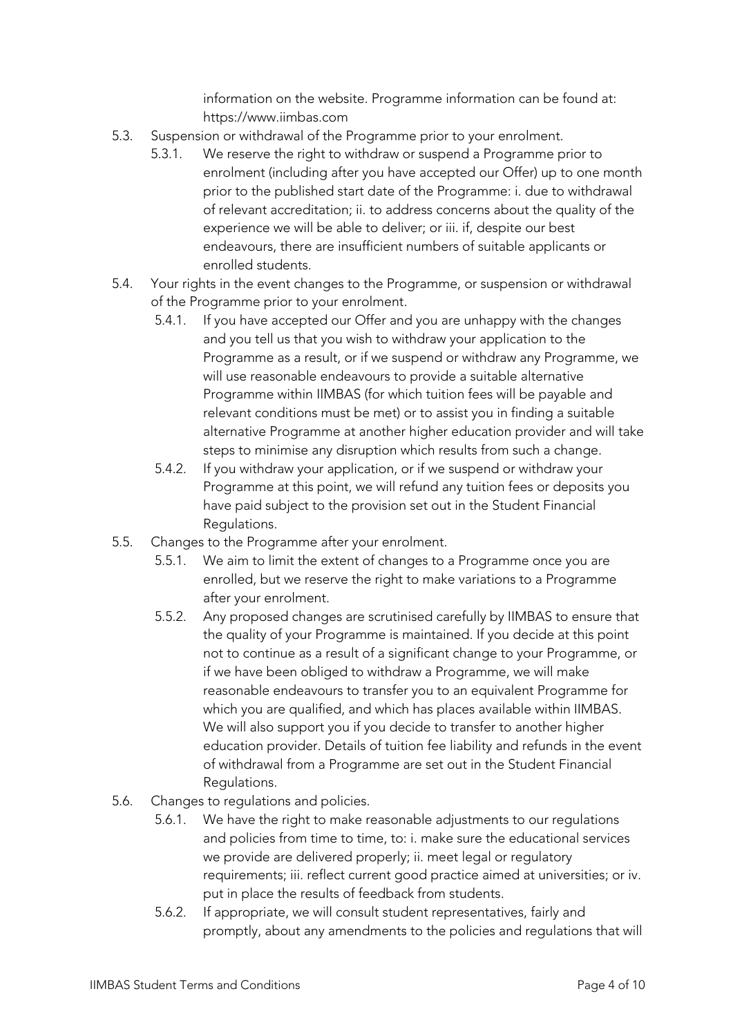information on the website. Programme information can be found at: https://www.iimbas.com

5.3. Suspension or withdrawal of the Programme prior to your enrolment.

5.3.1. We reserve the right to withdraw or suspend a Programme prior to enrolment (including after you have accepted our Offer) up to one month prior to the published start date of the Programme: i. due to withdrawal of relevant accreditation; ii. to address concerns about the quality of the experience we will be able to deliver; or iii. if, despite our best endeavours, there are insufficient numbers of suitable applicants or enrolled students.

5.4. Your rights in the event changes to the Programme, or suspension or withdrawal of the Programme prior to your enrolment.

5.4.1. If you have accepted our Offer and you are unhappy with the changes and you tell us that you wish to withdraw your application to the Programme as a result, or if we suspend or withdraw any Programme, we will use reasonable endeavours to provide a suitable alternative Programme within IIMBAS (for which tuition fees will be payable and relevant conditions must be met) or to assist you in finding a suitable alternative Programme at another higher education provider and will take steps to minimise any disruption which results from such a change.

5.4.2. If you withdraw your application, or if we suspend or withdraw your Programme at this point, we will refund any tuition fees or deposits you have paid subject to the provision set out in the Student Financial Regulations.

5.5. Changes to the Programme after your enrolment.

5.5.1. We aim to limit the extent of changes to a Programme once you are enrolled, but we reserve the right to make variations to a Programme after your enrolment.

5.5.2. Any proposed changes are scrutinised carefully by IIMBAS to ensure that the quality of your Programme is maintained. If you decide at this point not to continue as a result of a significant change to your Programme, or if we have been obliged to withdraw a Programme, we will make reasonable endeavours to transfer you to an equivalent Programme for which you are qualified, and which has places available within IIMBAS. We will also support you if you decide to transfer to another higher education provider. Details of tuition fee liability and refunds in the event of withdrawal from a Programme are set out in the Student Financial Regulations.

5.6. Changes to regulations and policies.

5.6.1. We have the right to make reasonable adjustments to our regulations and policies from time to time, to: i. make sure the educational services we provide are delivered properly; ii. meet legal or regulatory requirements; iii. reflect current good practice aimed at universities; or iv. put in place the results of feedback from students.

5.6.2. If appropriate, we will consult student representatives, fairly and promptly, about any amendments to the policies and regulations that will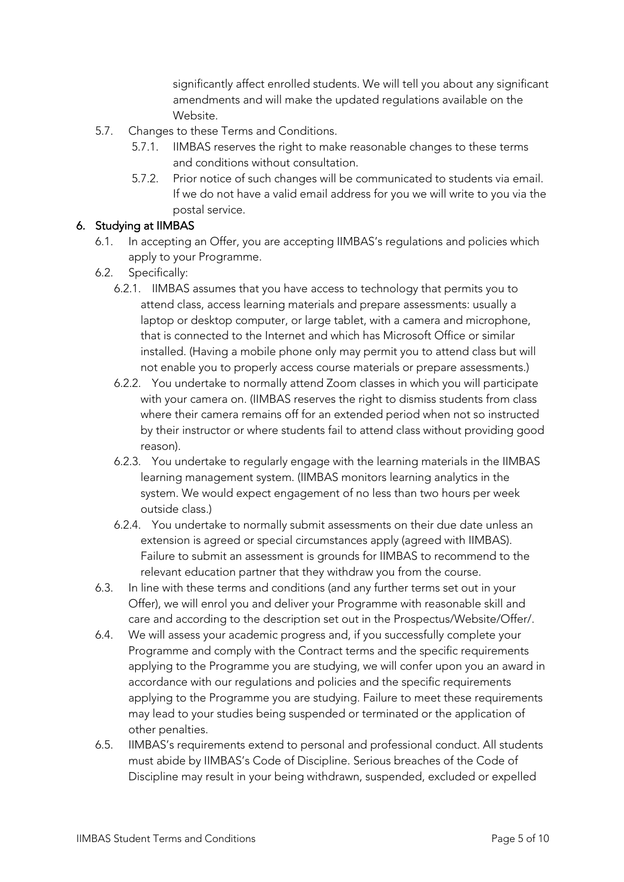significantly affect enrolled students. We will tell you about any significant amendments and will make the updated regulations available on the Website.

5.7. Changes to these Terms and Conditions.

5.7.1. IIMBAS reserves the right to make reasonable changes to these terms and conditions without consultation.

5.7.2. Prior notice of such changes will be communicated to students via email. If we do not have a valid email address for you we will write to you via the postal service.

## 6. Studying at IIMBAS

6.1. In accepting an Offer, you are accepting IIMBAS's regulations and policies which apply to your Programme.

6.2. Specifically:

6.2.1. IIMBAS assumes that you have access to technology that permits you to attend class, access learning materials and prepare assessments: usually a laptop or desktop computer, or large tablet, with a camera and microphone, that is connected to the Internet and which has Microsoft Office or similar installed. (Having a mobile phone only may permit you to attend class but will not enable you to properly access course materials or prepare assessments.)

6.2.2. You undertake to normally attend Zoom classes in which you will participate with your camera on. (IIMBAS reserves the right to dismiss students from class where their camera remains off for an extended period when not so instructed by their instructor or where students fail to attend class without providing good reason).

6.2.3. You undertake to regularly engage with the learning materials in the IIMBAS learning management system. (IIMBAS monitors learning analytics in the system. We would expect engagement of no less than two hours per week outside class.)

6.2.4. You undertake to normally submit assessments on their due date unless an extension is agreed or special circumstances apply (agreed with IIMBAS). Failure to submit an assessment is grounds for IIMBAS to recommend to the relevant education partner that they withdraw you from the course.

6.3. In line with these terms and conditions (and any further terms set out in your Offer), we will enrol you and deliver your Programme with reasonable skill and care and according to the description set out in the Prospectus/Website/Offer/.

6.4. We will assess your academic progress and, if you successfully complete your Programme and comply with the Contract terms and the specific requirements applying to the Programme you are studying, we will confer upon you an award in accordance with our regulations and policies and the specific requirements applying to the Programme you are studying. Failure to meet these requirements may lead to your studies being suspended or terminated or the application of other penalties.

6.5. IIMBAS's requirements extend to personal and professional conduct. All students must abide by IIMBAS's Code of Discipline. Serious breaches of the Code of Discipline may result in your being withdrawn, suspended, excluded or expelled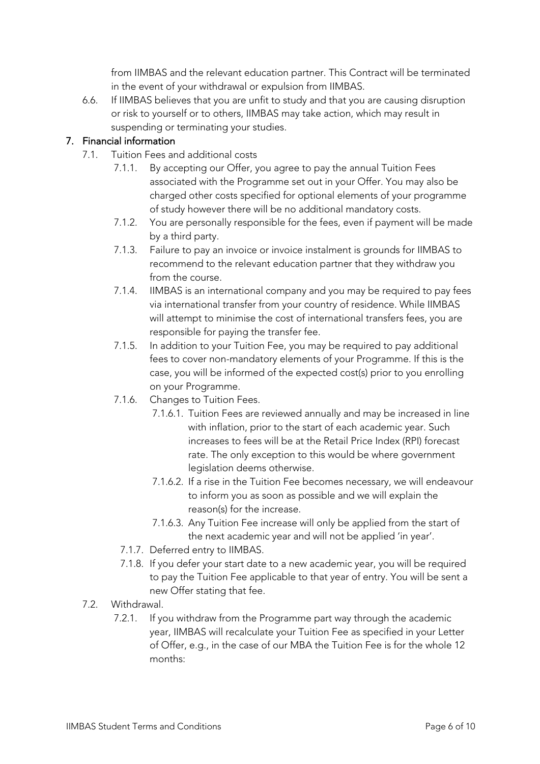from IIMBAS and the relevant education partner. This Contract will be terminated in the event of your withdrawal or expulsion from IIMBAS.

6.6. If IIMBAS believes that you are unfit to study and that you are causing disruption or risk to yourself or to others, IIMBAS may take action, which may result in suspending or terminating your studies.

## 7. Financial information

7.1. Tuition Fees and additional costs

7.1.1. By accepting our Offer, you agree to pay the annual Tuition Fees associated with the Programme set out in your Offer. You may also be charged other costs specified for optional elements of your programme of study however there will be no additional mandatory costs.

7.1.2. You are personally responsible for the fees, even if payment will be made by a third party.

7.1.3. Failure to pay an invoice or invoice instalment is grounds for IIMBAS to recommend to the relevant education partner that they withdraw you from the course.

7.1.4. IIMBAS is an international company and you may be required to pay fees via international transfer from your country of residence. While IIMBAS will attempt to minimise the cost of international transfers fees, you are responsible for paying the transfer fee.

7.1.5. In addition to your Tuition Fee, you may be required to pay additional fees to cover non-mandatory elements of your Programme. If this is the case, you will be informed of the expected cost(s) prior to you enrolling on your Programme.

7.1.6. Changes to Tuition Fees.

7.1.6.1. Tuition Fees are reviewed annually and may be increased in line with inflation, prior to the start of each academic year. Such increases to fees will be at the Retail Price Index (RPI) forecast rate. The only exception to this would be where government legislation deems otherwise.

7.1.6.2. If a rise in the Tuition Fee becomes necessary, we will endeavour to inform you as soon as possible and we will explain the reason(s) for the increase.

7.1.6.3. Any Tuition Fee increase will only be applied from the start of the next academic year and will not be applied 'in year'.

7.1.7. Deferred entry to IIMBAS.

7.1.8. If you defer your start date to a new academic year, you will be required to pay the Tuition Fee applicable to that year of entry. You will be sent a new Offer stating that fee.

7.2. Withdrawal.

7.2.1. If you withdraw from the Programme part way through the academic year, IIMBAS will recalculate your Tuition Fee as specified in your Letter of Offer, e.g., in the case of our MBA the Tuition Fee is for the whole 12 months: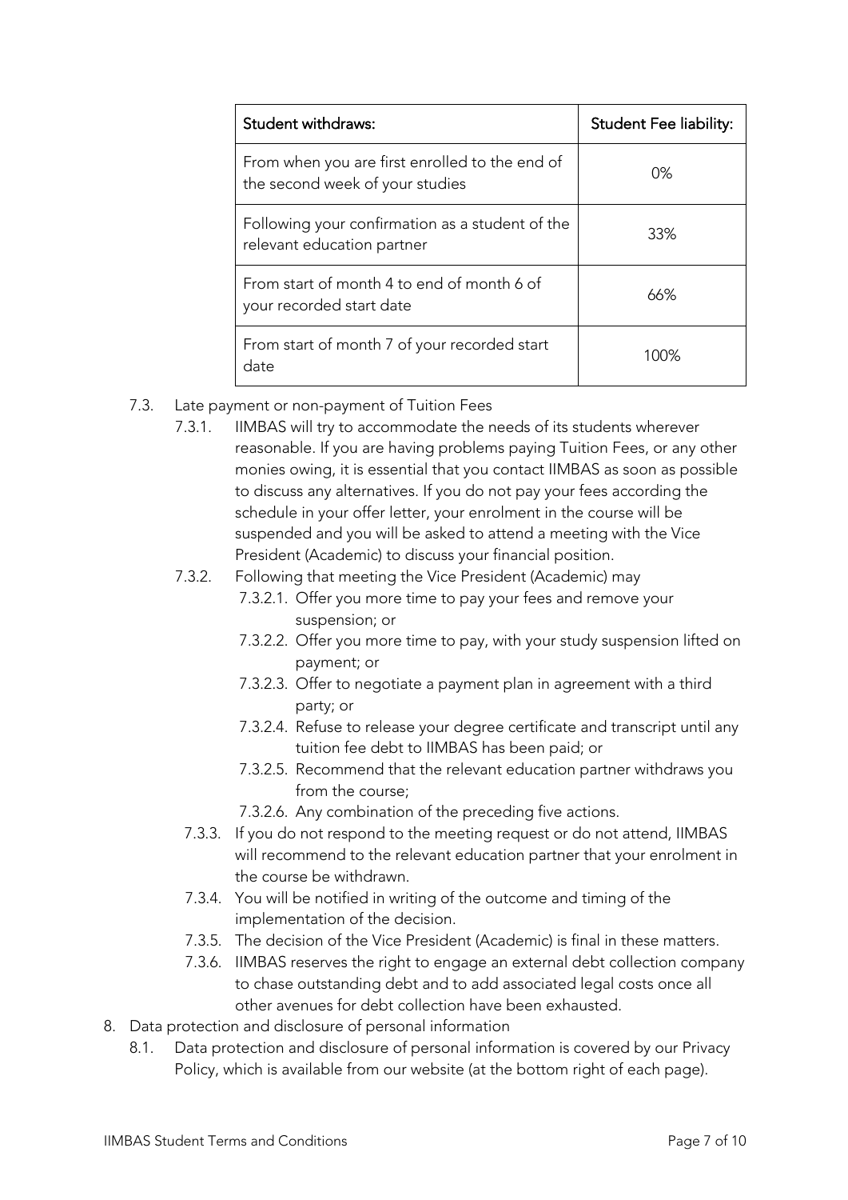| Student withdraws: | Student Fee liability: |
| --- | --- |
| From when you are first enrolled to the end of the second week of your studies | 0% |
| Following your confirmation as a student of the relevant education partner | 33% |
| From start of month 4 to end of month 6 of your recorded start date | 66% |
| From start of month 7 of your recorded start date | 100% |

7.3. Late payment or non-payment of Tuition Fees

7.3.1. IIMBAS will try to accommodate the needs of its students wherever reasonable. If you are having problems paying Tuition Fees, or any other monies owing, it is essential that you contact IIMBAS as soon as possible to discuss any alternatives. If you do not pay your fees according the schedule in your offer letter, your enrolment in the course will be suspended and you will be asked to attend a meeting with the Vice President (Academic) to discuss your financial position.

7.3.2. Following that meeting the Vice President (Academic) may

7.3.2.1. Offer you more time to pay your fees and remove your suspension; or

7.3.2.2. Offer you more time to pay, with your study suspension lifted on payment; or

7.3.2.3. Offer to negotiate a payment plan in agreement with a third party; or

7.3.2.4. Refuse to release your degree certificate and transcript until any tuition fee debt to IIMBAS has been paid; or

7.3.2.5. Recommend that the relevant education partner withdraws you from the course;

7.3.2.6. Any combination of the preceding five actions.

7.3.3. If you do not respond to the meeting request or do not attend, IIMBAS will recommend to the relevant education partner that your enrolment in the course be withdrawn.

7.3.4. You will be notified in writing of the outcome and timing of the implementation of the decision.

7.3.5. The decision of the Vice President (Academic) is final in these matters.

7.3.6. IIMBAS reserves the right to engage an external debt collection company to chase outstanding debt and to add associated legal costs once all other avenues for debt collection have been exhausted.

8. Data protection and disclosure of personal information

8.1. Data protection and disclosure of personal information is covered by our Privacy Policy, which is available from our website (at the bottom right of each page).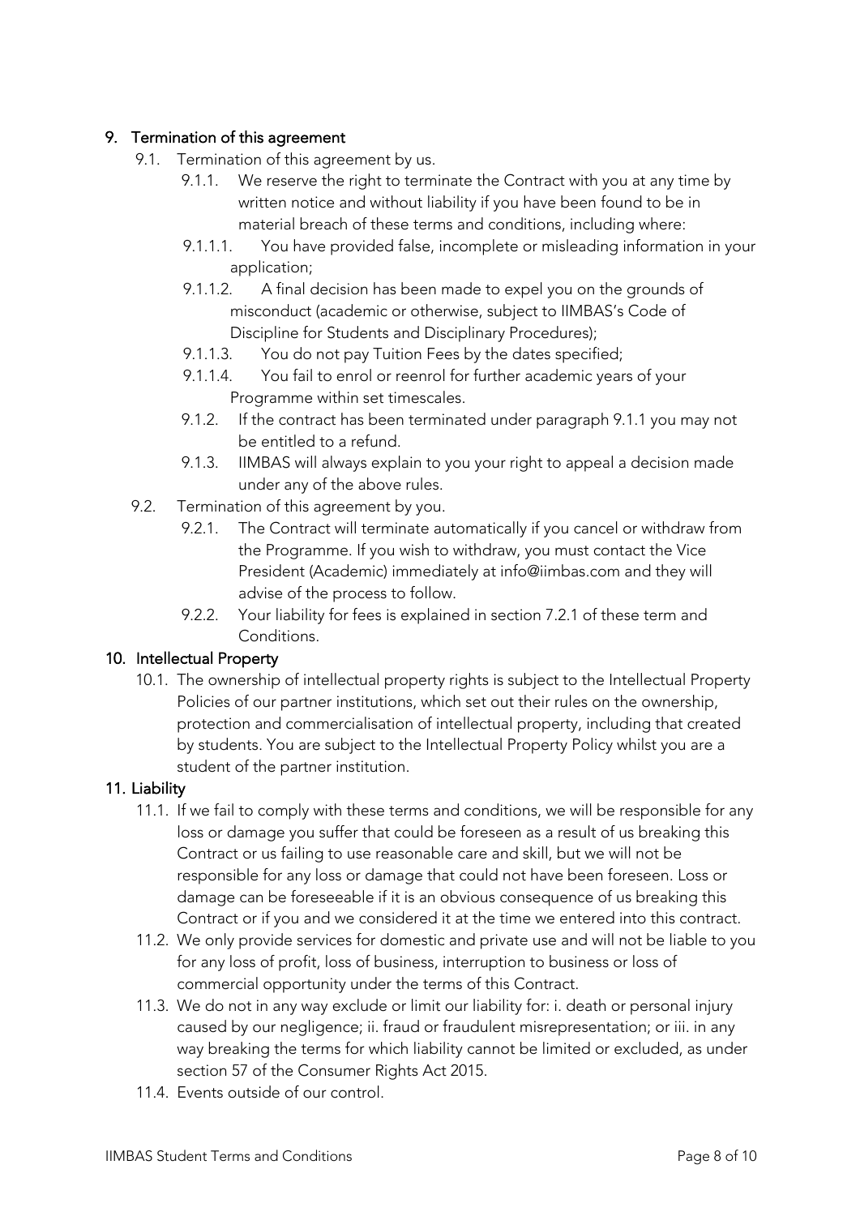## 9. Termination of this agreement

9.1. Termination of this agreement by us.

9.1.1. We reserve the right to terminate the Contract with you at any time by written notice and without liability if you have been found to be in material breach of these terms and conditions, including where:

9.1.1.1. You have provided false, incomplete or misleading information in your application;

9.1.1.2. A final decision has been made to expel you on the grounds of misconduct (academic or otherwise, subject to IIMBAS's Code of Discipline for Students and Disciplinary Procedures);

9.1.1.3. You do not pay Tuition Fees by the dates specified;

9.1.1.4. You fail to enrol or reenrol for further academic years of your Programme within set timescales.

9.1.2. If the contract has been terminated under paragraph 9.1.1 you may not be entitled to a refund.

9.1.3. IIMBAS will always explain to you your right to appeal a decision made under any of the above rules.

9.2. Termination of this agreement by you.

9.2.1. The Contract will terminate automatically if you cancel or withdraw from the Programme. If you wish to withdraw, you must contact the Vice President (Academic) immediately at info@iimbas.com and they will advise of the process to follow.

9.2.2. Your liability for fees is explained in section 7.2.1 of these term and Conditions.

## 10. Intellectual Property

10.1. The ownership of intellectual property rights is subject to the Intellectual Property Policies of our partner institutions, which set out their rules on the ownership, protection and commercialisation of intellectual property, including that created by students. You are subject to the Intellectual Property Policy whilst you are a student of the partner institution.

## 11. Liability

11.1. If we fail to comply with these terms and conditions, we will be responsible for any loss or damage you suffer that could be foreseen as a result of us breaking this Contract or us failing to use reasonable care and skill, but we will not be responsible for any loss or damage that could not have been foreseen. Loss or damage can be foreseeable if it is an obvious consequence of us breaking this Contract or if you and we considered it at the time we entered into this contract.

11.2. We only provide services for domestic and private use and will not be liable to you for any loss of profit, loss of business, interruption to business or loss of commercial opportunity under the terms of this Contract.

11.3. We do not in any way exclude or limit our liability for: i. death or personal injury caused by our negligence; ii. fraud or fraudulent misrepresentation; or iii. in any way breaking the terms for which liability cannot be limited or excluded, as under section 57 of the Consumer Rights Act 2015.

11.4. Events outside of our control.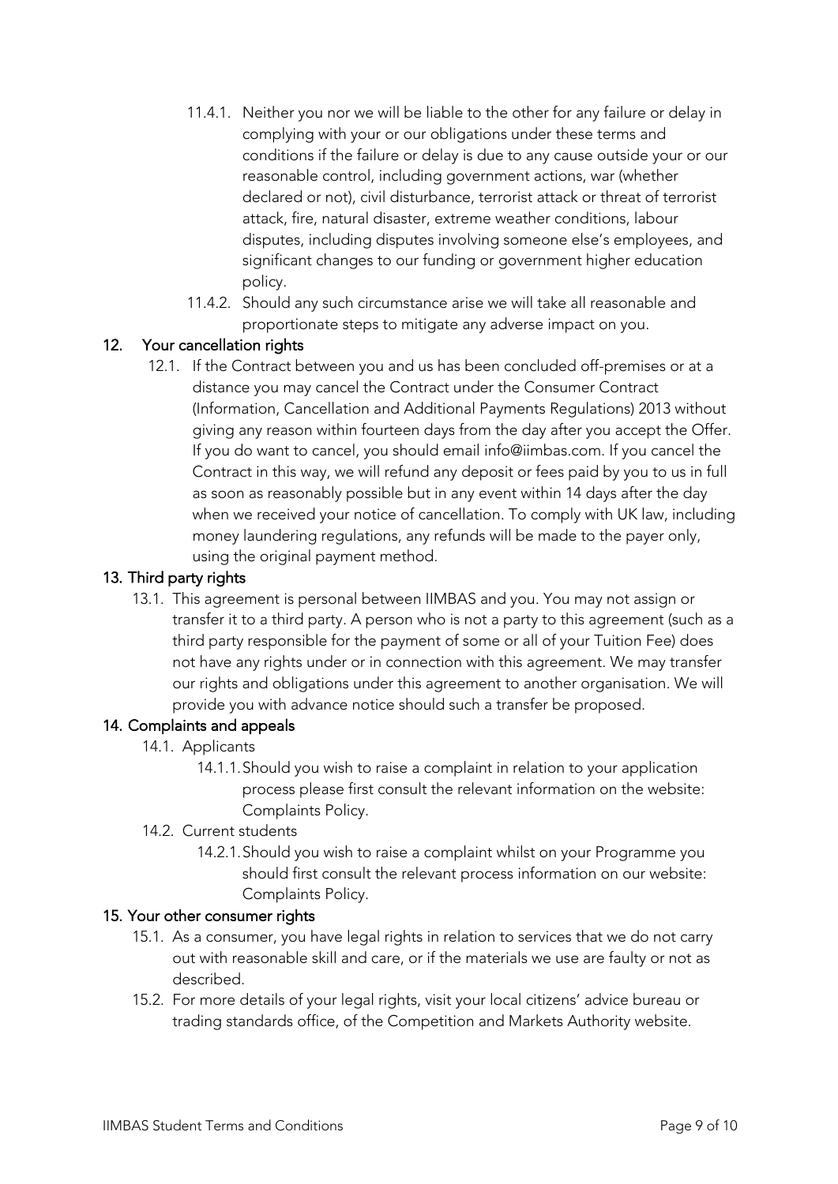11.4.1. Neither you nor we will be liable to the other for any failure or delay in complying with your or our obligations under these terms and conditions if the failure or delay is due to any cause outside your or our reasonable control, including government actions, war (whether declared or not), civil disturbance, terrorist attack or threat of terrorist attack, fire, natural disaster, extreme weather conditions, labour disputes, including disputes involving someone else's employees, and significant changes to our funding or government higher education policy.

11.4.2. Should any such circumstance arise we will take all reasonable and proportionate steps to mitigate any adverse impact on you.

## 12. Your cancellation rights

12.1. If the Contract between you and us has been concluded off-premises or at a distance you may cancel the Contract under the Consumer Contract (Information, Cancellation and Additional Payments Regulations) 2013 without giving any reason within fourteen days from the day after you accept the Offer. If you do want to cancel, you should email info@iimbas.com. If you cancel the Contract in this way, we will refund any deposit or fees paid by you to us in full as soon as reasonably possible but in any event within 14 days after the day when we received your notice of cancellation. To comply with UK law, including money laundering regulations, any refunds will be made to the payer only, using the original payment method.

## 13. Third party rights

13.1. This agreement is personal between IIMBAS and you. You may not assign or transfer it to a third party. A person who is not a party to this agreement (such as a third party responsible for the payment of some or all of your Tuition Fee) does not have any rights under or in connection with this agreement. We may transfer our rights and obligations under this agreement to another organisation. We will provide you with advance notice should such a transfer be proposed.

## 14. Complaints and appeals

14.1. Applicants

14.1.1. Should you wish to raise a complaint in relation to your application process please first consult the relevant information on the website: Complaints Policy.

14.2. Current students

14.2.1. Should you wish to raise a complaint whilst on your Programme you should first consult the relevant process information on our website: Complaints Policy.

## 15. Your other consumer rights

15.1. As a consumer, you have legal rights in relation to services that we do not carry out with reasonable skill and care, or if the materials we use are faulty or not as described.

15.2. For more details of your legal rights, visit your local citizens' advice bureau or trading standards office, of the Competition and Markets Authority website.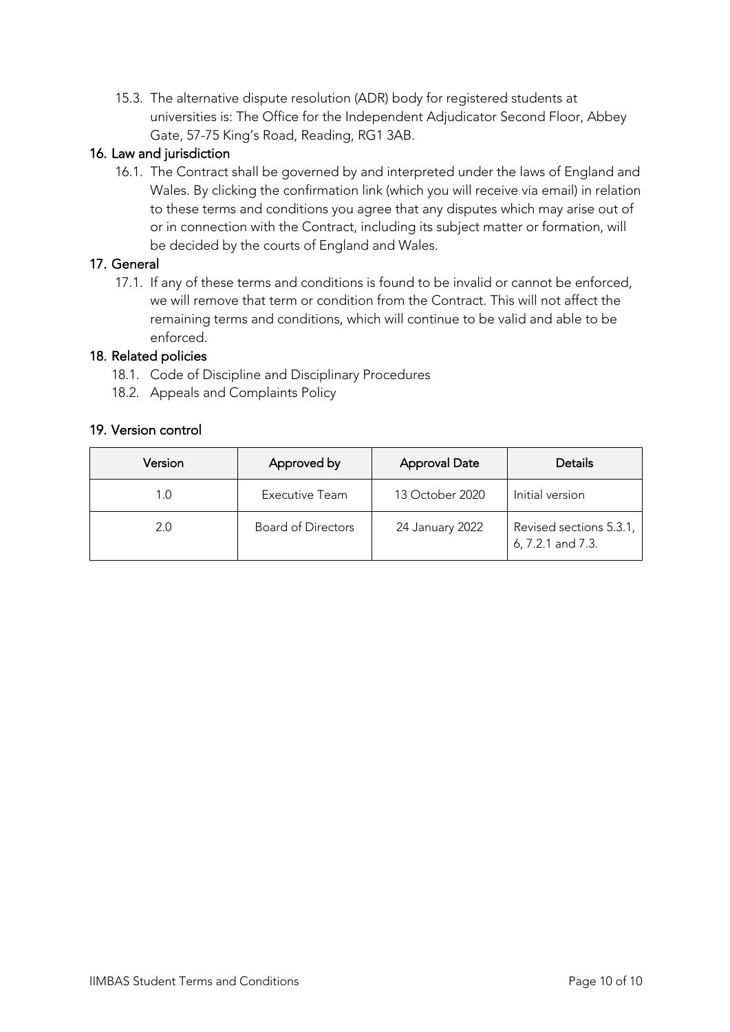15.3. The alternative dispute resolution (ADR) body for registered students at universities is: The Office for the Independent Adjudicator Second Floor, Abbey Gate, 57-75 King's Road, Reading, RG1 3AB.

## 16. Law and jurisdiction

16.1. The Contract shall be governed by and interpreted under the laws of England and Wales. By clicking the confirmation link (which you will receive via email) in relation to these terms and conditions you agree that any disputes which may arise out of or in connection with the Contract, including its subject matter or formation, will be decided by the courts of England and Wales.

## 17. General

17.1. If any of these terms and conditions is found to be invalid or cannot be enforced, we will remove that term or condition from the Contract. This will not affect the remaining terms and conditions, which will continue to be valid and able to be enforced.

## 18. Related policies

18.1. Code of Discipline and Disciplinary Procedures

18.2. Appeals and Complaints Policy

## 19. Version control

| Version | Approved by | Approval Date | Details |
|---|---|---|---|
| 1.0 | Executive Team | 13 October 2020 | Initial version |
| 2.0 | Board of Directors | 24 January 2022 | Revised sections 5.3.1, 6, 7.2.1 and 7.3. |